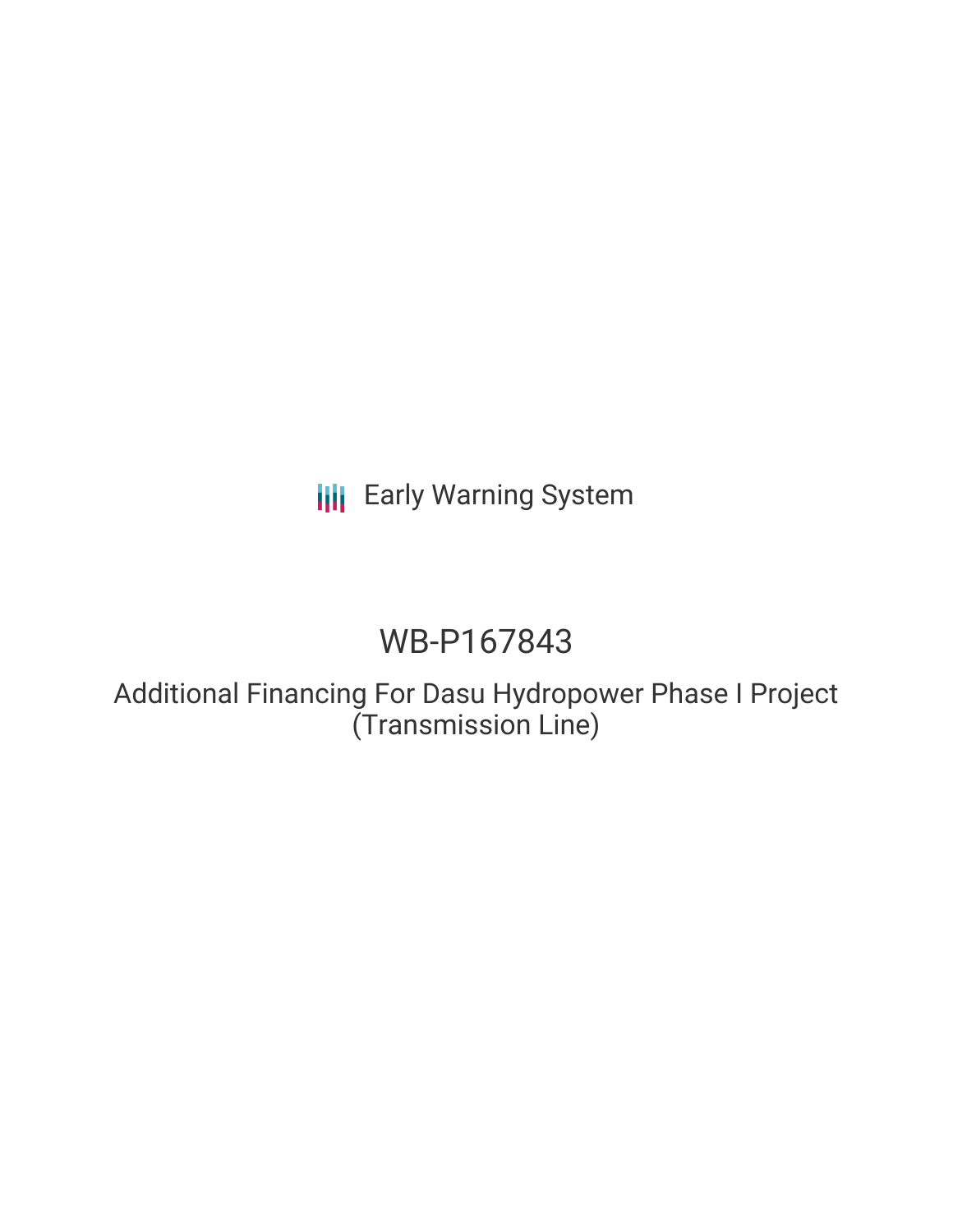Early Warning System

# WB-P167843

## Additional Financing For Dasu Hydropower Phase I Project (Transmission Line)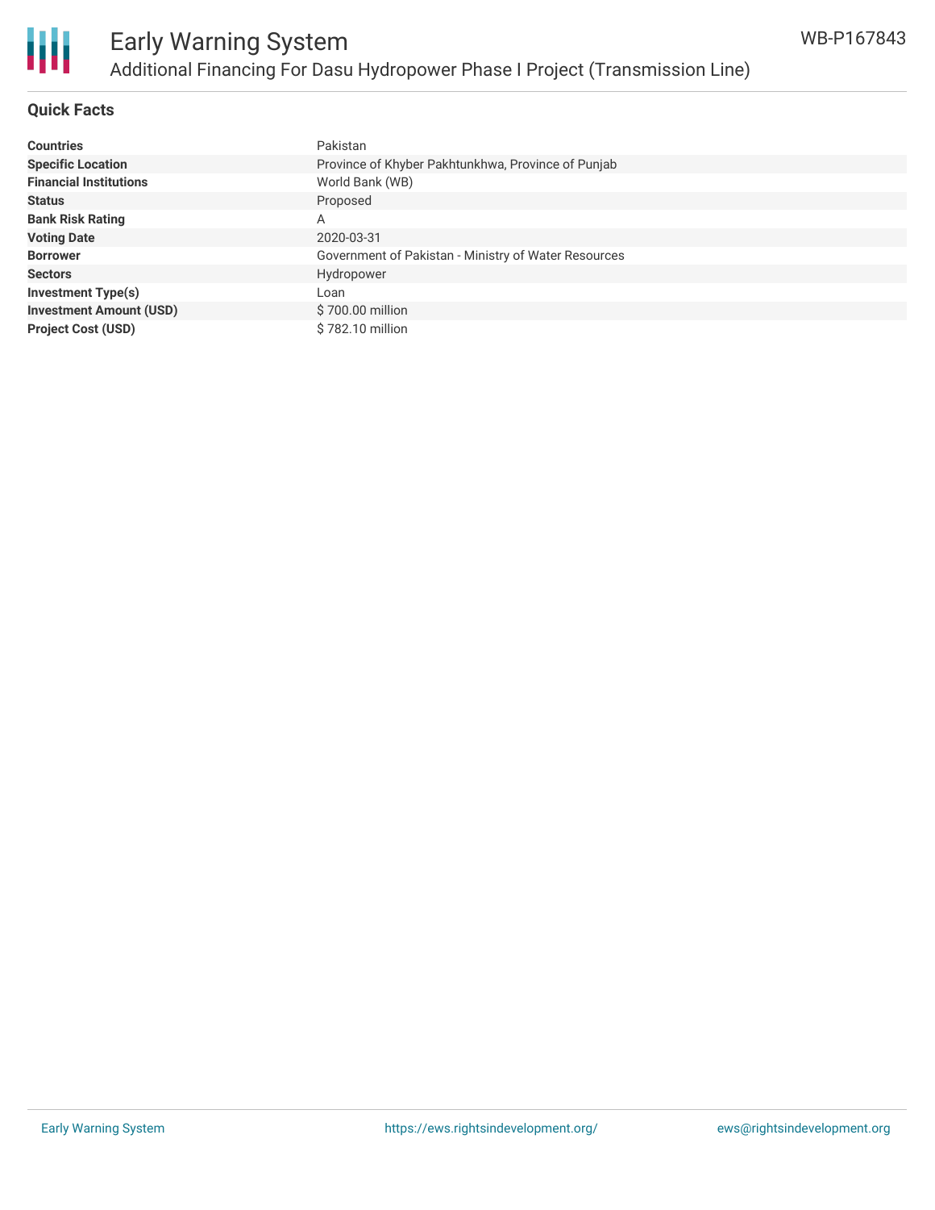# Early Warning System

## Additional Financing For Dasu Hydropower Phase I Project (Transmission Line)

WB-P167843

### Quick Facts

| | |
|---|---|
| **Countries** | Pakistan |
| **Specific Location** | Province of Khyber Pakhtunkhwa, Province of Punjab |
| **Financial Institutions** | World Bank (WB) |
| **Status** | Proposed |
| **Bank Risk Rating** | A |
| **Voting Date** | 2020-03-31 |
| **Borrower** | Government of Pakistan - Ministry of Water Resources |
| **Sectors** | Hydropower |
| **Investment Type(s)** | Loan |
| **Investment Amount (USD)** | $ 700.00 million |
| **Project Cost (USD)** | $ 782.10 million |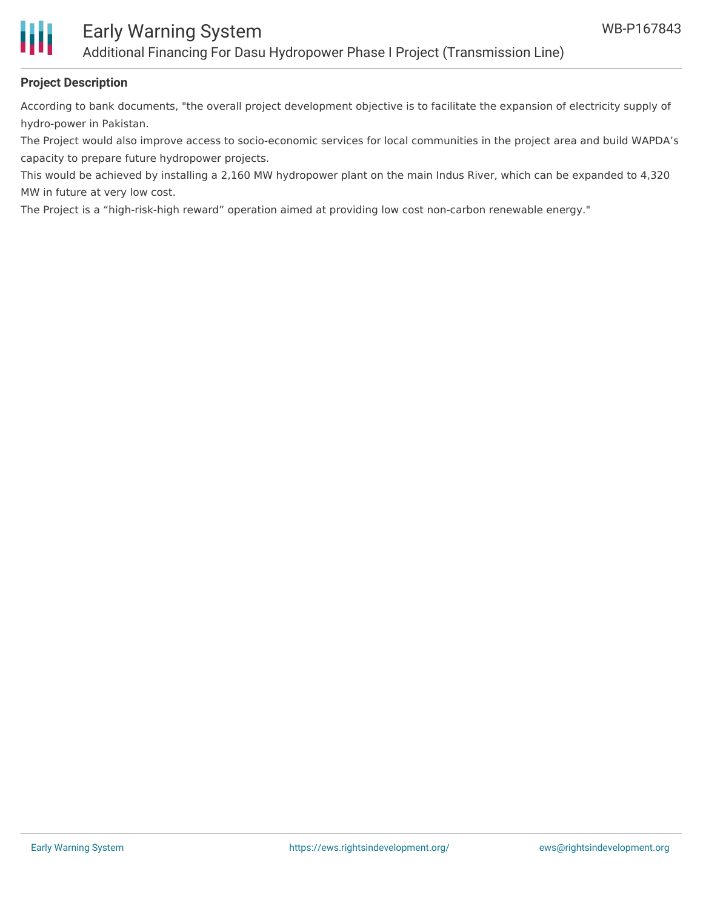**Project Description**

According to bank documents, "the overall project development objective is to facilitate the expansion of electricity supply of hydro-power in Pakistan.

The Project would also improve access to socio-economic services for local communities in the project area and build WAPDA's capacity to prepare future hydropower projects.

This would be achieved by installing a 2,160 MW hydropower plant on the main Indus River, which can be expanded to 4,320 MW in future at very low cost.

The Project is a "high-risk-high reward" operation aimed at providing low cost non-carbon renewable energy."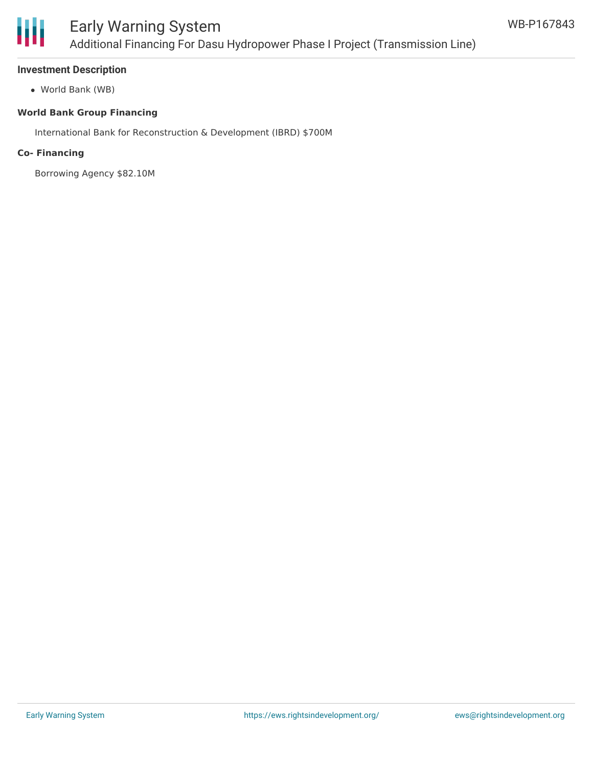### Investment Description

- World Bank (WB)

**World Bank Group Financing**

International Bank for Reconstruction & Development (IBRD) $700M

**Co- Financing**

Borrowing Agency $82.10M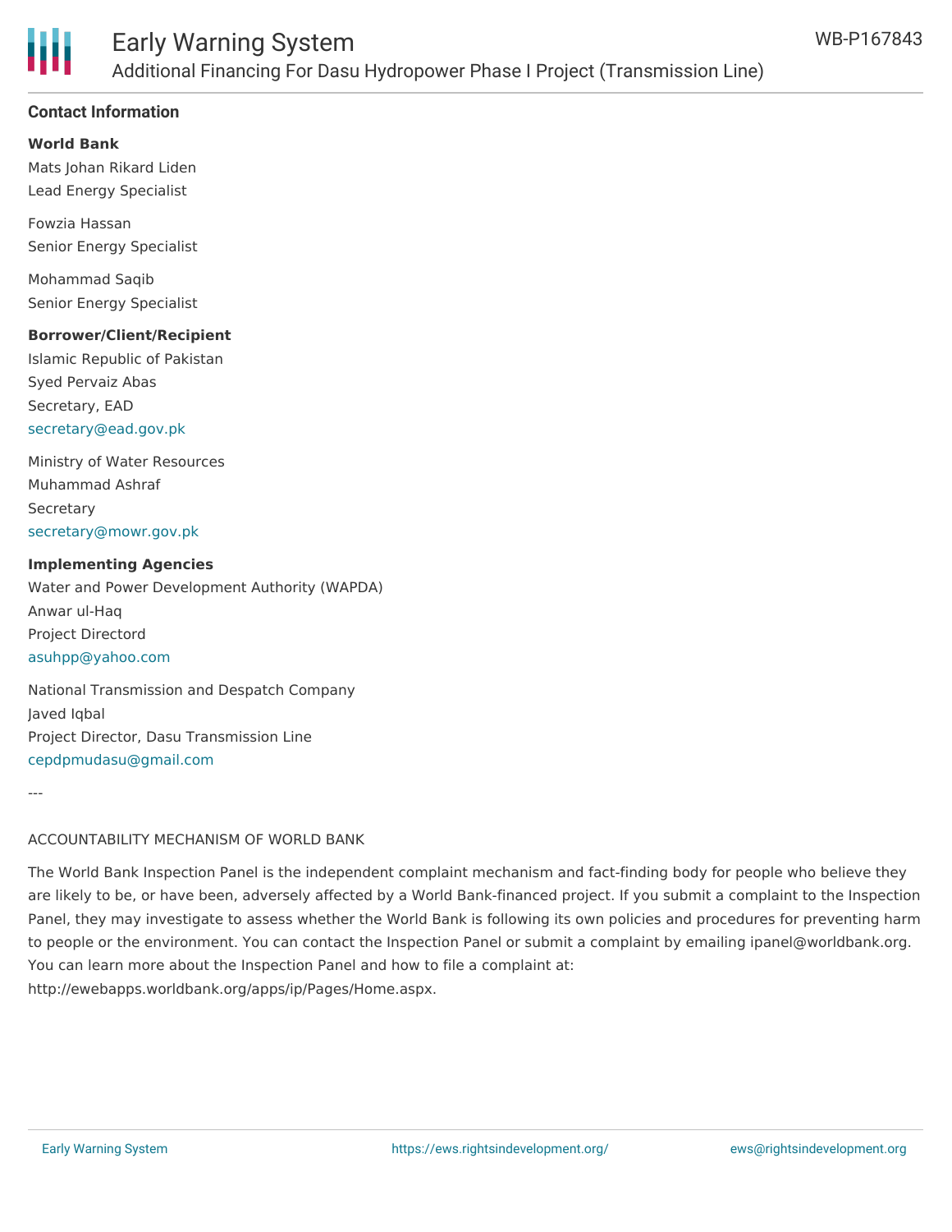## Contact Information

**World Bank**

Mats Johan Rikard Liden
Lead Energy Specialist

Fowzia Hassan
Senior Energy Specialist

Mohammad Saqib
Senior Energy Specialist

**Borrower/Client/Recipient**

Islamic Republic of Pakistan
Syed Pervaiz Abas
Secretary, EAD
secretary@ead.gov.pk

Ministry of Water Resources
Muhammad Ashraf
Secretary
secretary@mowr.gov.pk

**Implementing Agencies**

Water and Power Development Authority (WAPDA)
Anwar ul-Haq
Project Directord
asuhpp@yahoo.com

National Transmission and Despatch Company
Javed Iqbal
Project Director, Dasu Transmission Line
cepdpmudasu@gmail.com

---

ACCOUNTABILITY MECHANISM OF WORLD BANK

The World Bank Inspection Panel is the independent complaint mechanism and fact-finding body for people who believe they are likely to be, or have been, adversely affected by a World Bank-financed project. If you submit a complaint to the Inspection Panel, they may investigate to assess whether the World Bank is following its own policies and procedures for preventing harm to people or the environment. You can contact the Inspection Panel or submit a complaint by emailing ipanel@worldbank.org. You can learn more about the Inspection Panel and how to file a complaint at: http://ewebapps.worldbank.org/apps/ip/Pages/Home.aspx.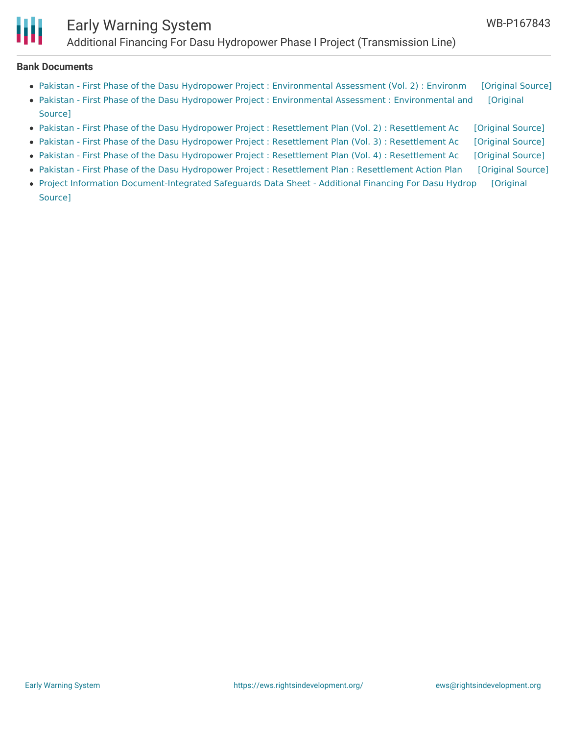**Bank Documents**

- Pakistan - First Phase of the Dasu Hydropower Project : Environmental Assessment (Vol. 2) : Environm [Original Source]
- Pakistan - First Phase of the Dasu Hydropower Project : Environmental Assessment : Environmental and [Original Source]
- Pakistan - First Phase of the Dasu Hydropower Project : Resettlement Plan (Vol. 2) : Resettlement Ac [Original Source]
- Pakistan - First Phase of the Dasu Hydropower Project : Resettlement Plan (Vol. 3) : Resettlement Ac [Original Source]
- Pakistan - First Phase of the Dasu Hydropower Project : Resettlement Plan (Vol. 4) : Resettlement Ac [Original Source]
- Pakistan - First Phase of the Dasu Hydropower Project : Resettlement Plan : Resettlement Action Plan [Original Source]
- Project Information Document-Integrated Safeguards Data Sheet - Additional Financing For Dasu Hydrop [Original Source]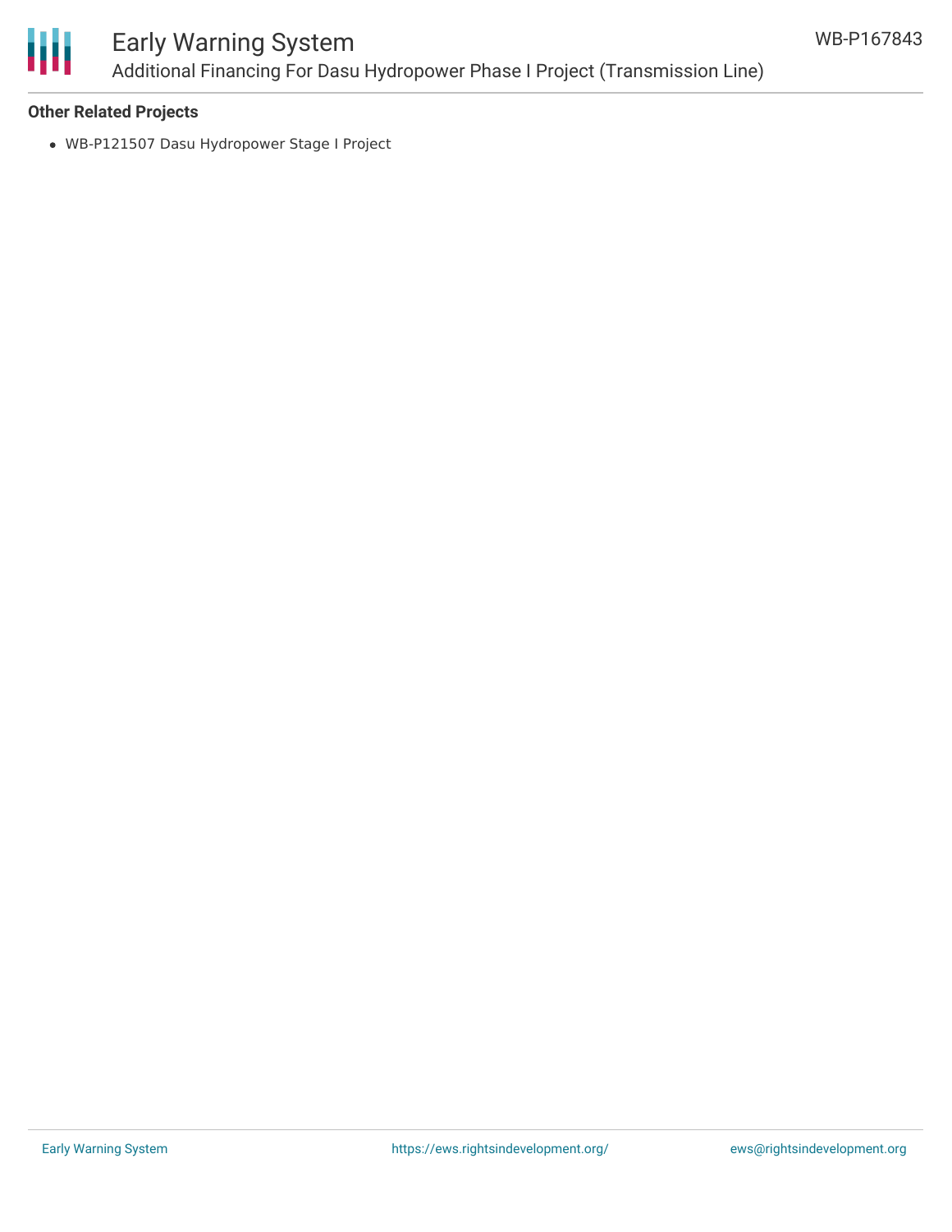**Other Related Projects**

- WB-P121507 Dasu Hydropower Stage I Project